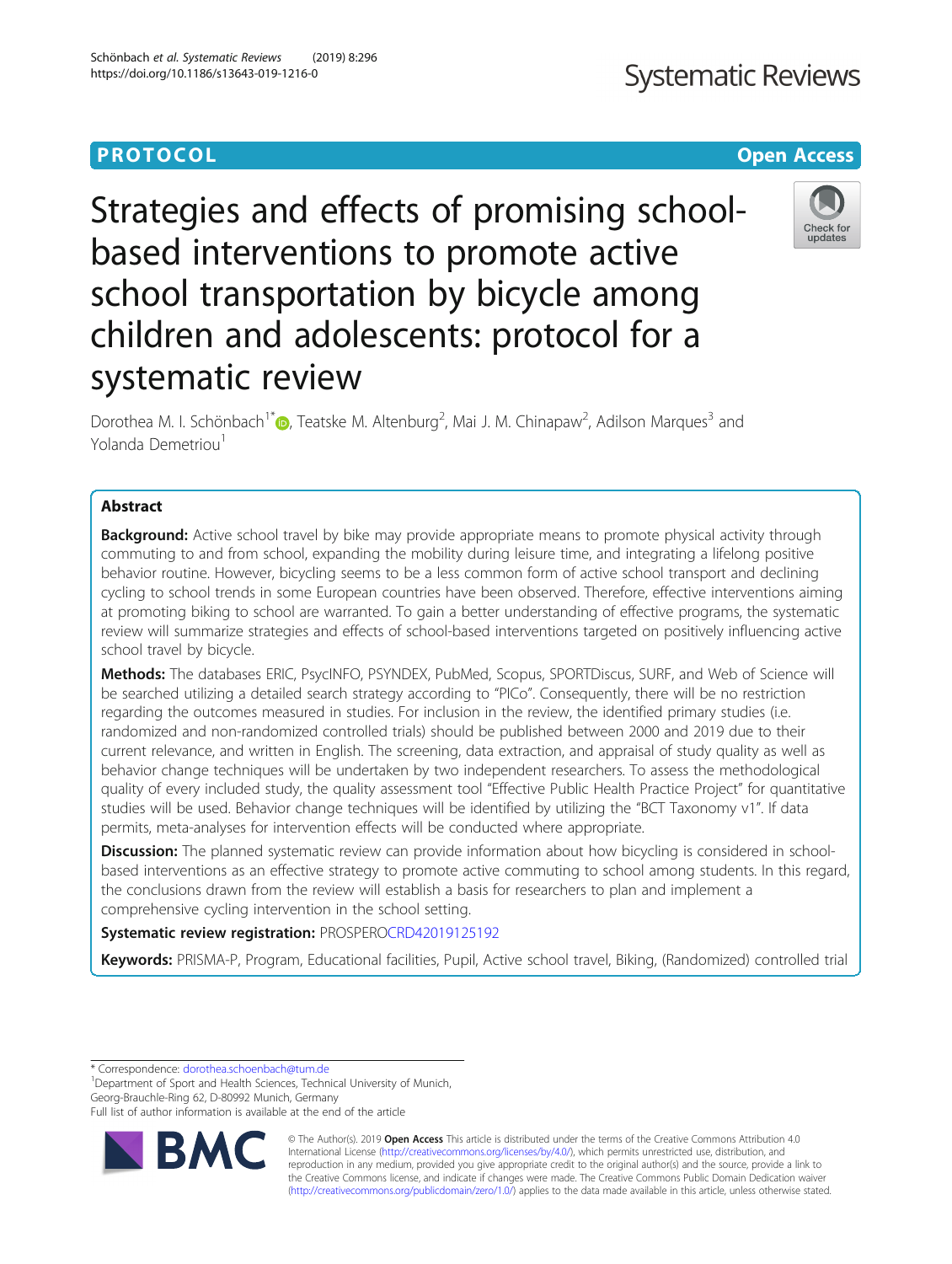PROTOCOL Open Access

# Strategies and effects of promising school-based interventions to promote active school transportation by bicycle among children and adolescents: protocol for a systematic review

Dorothea M. I. Schönbach[1*], Teatske M. Altenburg[2], Mai J. M. Chinapaw[2], Adilson Marques[3] and Yolanda Demetriou[1]

## Abstract

**Background:** Active school travel by bike may provide appropriate means to promote physical activity through commuting to and from school, expanding the mobility during leisure time, and integrating a lifelong positive behavior routine. However, bicycling seems to be a less common form of active school transport and declining cycling to school trends in some European countries have been observed. Therefore, effective interventions aiming at promoting biking to school are warranted. To gain a better understanding of effective programs, the systematic review will summarize strategies and effects of school-based interventions targeted on positively influencing active school travel by bicycle.

**Methods:** The databases ERIC, PsycINFO, PSYNDEX, PubMed, Scopus, SPORTDiscus, SURF, and Web of Science will be searched utilizing a detailed search strategy according to "PICo". Consequently, there will be no restriction regarding the outcomes measured in studies. For inclusion in the review, the identified primary studies (i.e. randomized and non-randomized controlled trials) should be published between 2000 and 2019 due to their current relevance, and written in English. The screening, data extraction, and appraisal of study quality as well as behavior change techniques will be undertaken by two independent researchers. To assess the methodological quality of every included study, the quality assessment tool "Effective Public Health Practice Project" for quantitative studies will be used. Behavior change techniques will be identified by utilizing the "BCT Taxonomy v1". If data permits, meta-analyses for intervention effects will be conducted where appropriate.

**Discussion:** The planned systematic review can provide information about how bicycling is considered in school-based interventions as an effective strategy to promote active commuting to school among students. In this regard, the conclusions drawn from the review will establish a basis for researchers to plan and implement a comprehensive cycling intervention in the school setting.

**Systematic review registration:** PROSPERO CRD42019125192

**Keywords:** PRISMA-P, Program, Educational facilities, Pupil, Active school travel, Biking, (Randomized) controlled trial

---

* Correspondence: dorothea.schoenbach@tum.de
[1]Department of Sport and Health Sciences, Technical University of Munich, Georg-Brauchle-Ring 62, D-80992 Munich, Germany
Full list of author information is available at the end of the article

© The Author(s). 2019 **Open Access** This article is distributed under the terms of the Creative Commons Attribution 4.0 International License (http://creativecommons.org/licenses/by/4.0/), which permits unrestricted use, distribution, and reproduction in any medium, provided you give appropriate credit to the original author(s) and the source, provide a link to the Creative Commons license, and indicate if changes were made. The Creative Commons Public Domain Dedication waiver (http://creativecommons.org/publicdomain/zero/1.0/) applies to the data made available in this article, unless otherwise stated.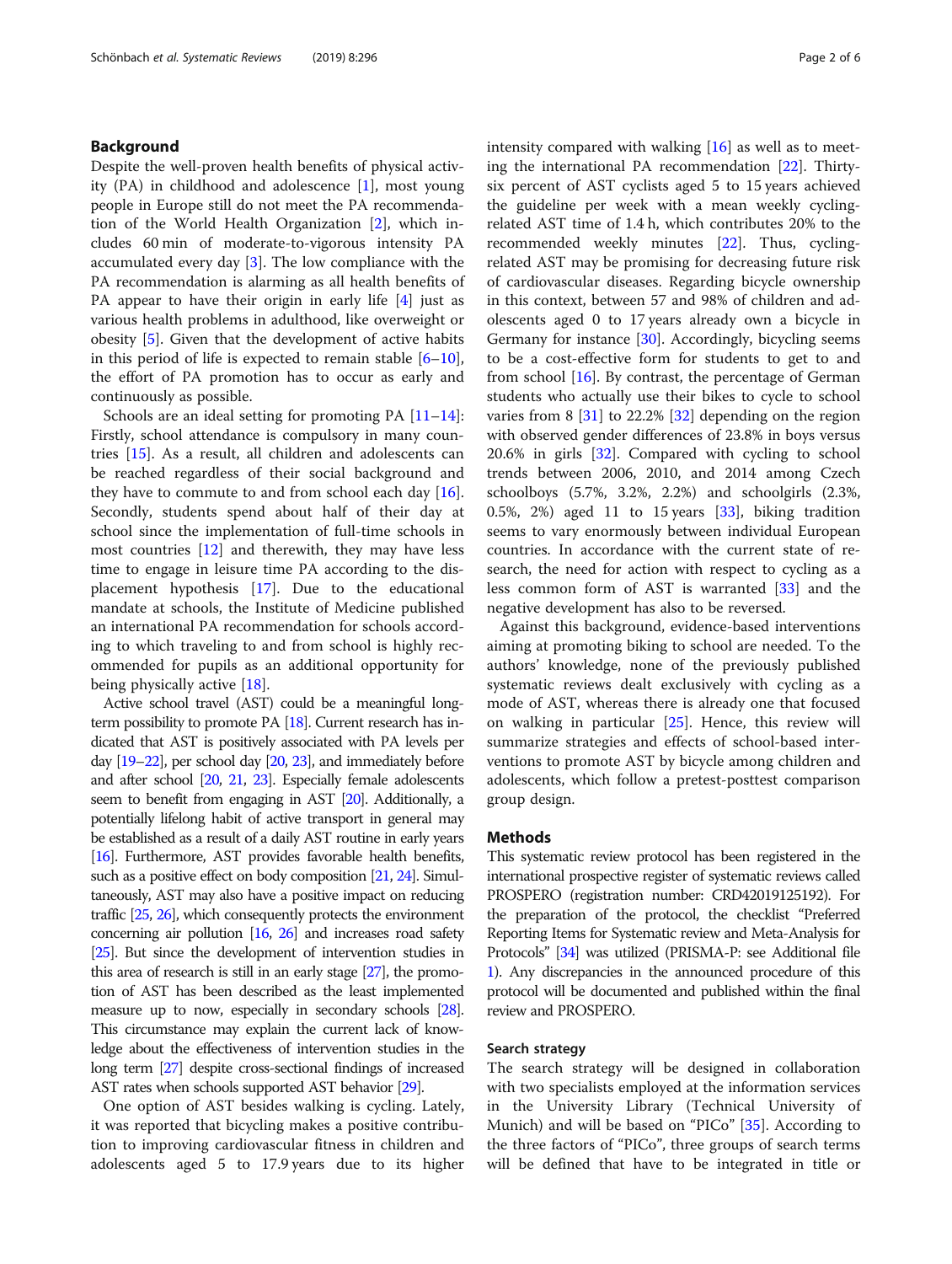## Background

Despite the well-proven health benefits of physical activity (PA) in childhood and adolescence [1], most young people in Europe still do not meet the PA recommendation of the World Health Organization [2], which includes 60 min of moderate-to-vigorous intensity PA accumulated every day [3]. The low compliance with the PA recommendation is alarming as all health benefits of PA appear to have their origin in early life [4] just as various health problems in adulthood, like overweight or obesity [5]. Given that the development of active habits in this period of life is expected to remain stable [6–10], the effort of PA promotion has to occur as early and continuously as possible.

Schools are an ideal setting for promoting PA [11–14]: Firstly, school attendance is compulsory in many countries [15]. As a result, all children and adolescents can be reached regardless of their social background and they have to commute to and from school each day [16]. Secondly, students spend about half of their day at school since the implementation of full-time schools in most countries [12] and therewith, they may have less time to engage in leisure time PA according to the displacement hypothesis [17]. Due to the educational mandate at schools, the Institute of Medicine published an international PA recommendation for schools according to which traveling to and from school is highly recommended for pupils as an additional opportunity for being physically active [18].

Active school travel (AST) could be a meaningful long-term possibility to promote PA [18]. Current research has indicated that AST is positively associated with PA levels per day [19–22], per school day [20, 23], and immediately before and after school [20, 21, 23]. Especially female adolescents seem to benefit from engaging in AST [20]. Additionally, a potentially lifelong habit of active transport in general may be established as a result of a daily AST routine in early years [16]. Furthermore, AST provides favorable health benefits, such as a positive effect on body composition [21, 24]. Simultaneously, AST may also have a positive impact on reducing traffic [25, 26], which consequently protects the environment concerning air pollution [16, 26] and increases road safety [25]. But since the development of intervention studies in this area of research is still in an early stage [27], the promotion of AST has been described as the least implemented measure up to now, especially in secondary schools [28]. This circumstance may explain the current lack of knowledge about the effectiveness of intervention studies in the long term [27] despite cross-sectional findings of increased AST rates when schools supported AST behavior [29].

One option of AST besides walking is cycling. Lately, it was reported that bicycling makes a positive contribution to improving cardiovascular fitness in children and adolescents aged 5 to 17.9 years due to its higher intensity compared with walking [16] as well as to meeting the international PA recommendation [22]. Thirty-six percent of AST cyclists aged 5 to 15 years achieved the guideline per week with a mean weekly cycling-related AST time of 1.4 h, which contributes 20% to the recommended weekly minutes [22]. Thus, cycling-related AST may be promising for decreasing future risk of cardiovascular diseases. Regarding bicycle ownership in this context, between 57 and 98% of children and adolescents aged 0 to 17 years already own a bicycle in Germany for instance [30]. Accordingly, bicycling seems to be a cost-effective form for students to get to and from school [16]. By contrast, the percentage of German students who actually use their bikes to cycle to school varies from 8 [31] to 22.2% [32] depending on the region with observed gender differences of 23.8% in boys versus 20.6% in girls [32]. Compared with cycling to school trends between 2006, 2010, and 2014 among Czech schoolboys (5.7%, 3.2%, 2.2%) and schoolgirls (2.3%, 0.5%, 2%) aged 11 to 15 years [33], biking tradition seems to vary enormously between individual European countries. In accordance with the current state of research, the need for action with respect to cycling as a less common form of AST is warranted [33] and the negative development has also to be reversed.

Against this background, evidence-based interventions aiming at promoting biking to school are needed. To the authors' knowledge, none of the previously published systematic reviews dealt exclusively with cycling as a mode of AST, whereas there is already one that focused on walking in particular [25]. Hence, this review will summarize strategies and effects of school-based interventions to promote AST by bicycle among children and adolescents, which follow a pretest-posttest comparison group design.

## Methods

This systematic review protocol has been registered in the international prospective register of systematic reviews called PROSPERO (registration number: CRD42019125192). For the preparation of the protocol, the checklist "Preferred Reporting Items for Systematic review and Meta-Analysis for Protocols" [34] was utilized (PRISMA-P: see Additional file 1). Any discrepancies in the announced procedure of this protocol will be documented and published within the final review and PROSPERO.

### Search strategy

The search strategy will be designed in collaboration with two specialists employed at the information services in the University Library (Technical University of Munich) and will be based on "PICo" [35]. According to the three factors of "PICo", three groups of search terms will be defined that have to be integrated in title or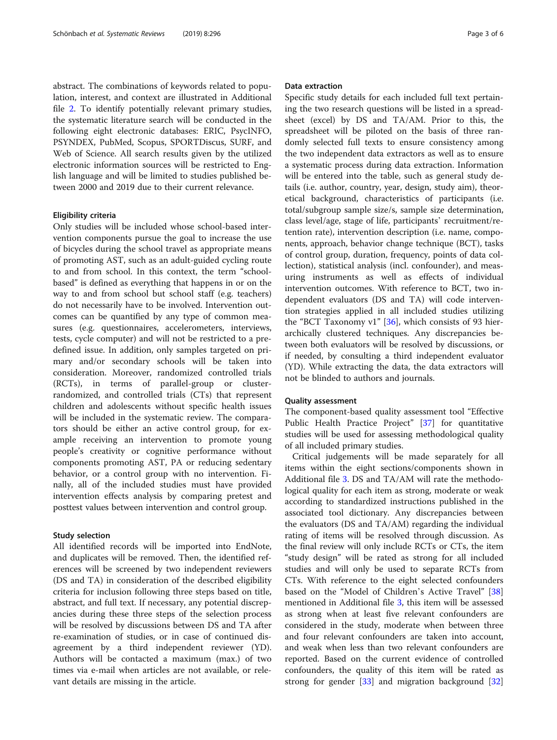abstract. The combinations of keywords related to population, interest, and context are illustrated in Additional file 2. To identify potentially relevant primary studies, the systematic literature search will be conducted in the following eight electronic databases: ERIC, PsycINFO, PSYNDEX, PubMed, Scopus, SPORTDiscus, SURF, and Web of Science. All search results given by the utilized electronic information sources will be restricted to English language and will be limited to studies published between 2000 and 2019 due to their current relevance.

#### Eligibility criteria

Only studies will be included whose school-based intervention components pursue the goal to increase the use of bicycles during the school travel as appropriate means of promoting AST, such as an adult-guided cycling route to and from school. In this context, the term "school-based" is defined as everything that happens in or on the way to and from school but school staff (e.g. teachers) do not necessarily have to be involved. Intervention outcomes can be quantified by any type of common measures (e.g. questionnaires, accelerometers, interviews, tests, cycle computer) and will not be restricted to a predefined issue. In addition, only samples targeted on primary and/or secondary schools will be taken into consideration. Moreover, randomized controlled trials (RCTs), in terms of parallel-group or cluster-randomized, and controlled trials (CTs) that represent children and adolescents without specific health issues will be included in the systematic review. The comparators should be either an active control group, for example receiving an intervention to promote young people's creativity or cognitive performance without components promoting AST, PA or reducing sedentary behavior, or a control group with no intervention. Finally, all of the included studies must have provided intervention effects analysis by comparing pretest and posttest values between intervention and control group.

#### Study selection

All identified records will be imported into EndNote, and duplicates will be removed. Then, the identified references will be screened by two independent reviewers (DS and TA) in consideration of the described eligibility criteria for inclusion following three steps based on title, abstract, and full text. If necessary, any potential discrepancies during these three steps of the selection process will be resolved by discussions between DS and TA after re-examination of studies, or in case of continued disagreement by a third independent reviewer (YD). Authors will be contacted a maximum (max.) of two times via e-mail when articles are not available, or relevant details are missing in the article.

#### Data extraction

Specific study details for each included full text pertaining the two research questions will be listed in a spreadsheet (excel) by DS and TA/AM. Prior to this, the spreadsheet will be piloted on the basis of three randomly selected full texts to ensure consistency among the two independent data extractors as well as to ensure a systematic process during data extraction. Information will be entered into the table, such as general study details (i.e. author, country, year, design, study aim), theoretical background, characteristics of participants (i.e. total/subgroup sample size/s, sample size determination, class level/age, stage of life, participants' recruitment/retention rate), intervention description (i.e. name, components, approach, behavior change technique (BCT), tasks of control group, duration, frequency, points of data collection), statistical analysis (incl. confounder), and measuring instruments as well as effects of individual intervention outcomes. With reference to BCT, two independent evaluators (DS and TA) will code intervention strategies applied in all included studies utilizing the "BCT Taxonomy v1" [36], which consists of 93 hierarchically clustered techniques. Any discrepancies between both evaluators will be resolved by discussions, or if needed, by consulting a third independent evaluator (YD). While extracting the data, the data extractors will not be blinded to authors and journals.

#### Quality assessment

The component-based quality assessment tool "Effective Public Health Practice Project" [37] for quantitative studies will be used for assessing methodological quality of all included primary studies.

Critical judgements will be made separately for all items within the eight sections/components shown in Additional file 3. DS and TA/AM will rate the methodological quality for each item as strong, moderate or weak according to standardized instructions published in the associated tool dictionary. Any discrepancies between the evaluators (DS and TA/AM) regarding the individual rating of items will be resolved through discussion. As the final review will only include RCTs or CTs, the item "study design" will be rated as strong for all included studies and will only be used to separate RCTs from CTs. With reference to the eight selected confounders based on the "Model of Children's Active Travel" [38] mentioned in Additional file 3, this item will be assessed as strong when at least five relevant confounders are considered in the study, moderate when between three and four relevant confounders are taken into account, and weak when less than two relevant confounders are reported. Based on the current evidence of controlled confounders, the quality of this item will be rated as strong for gender [33] and migration background [32]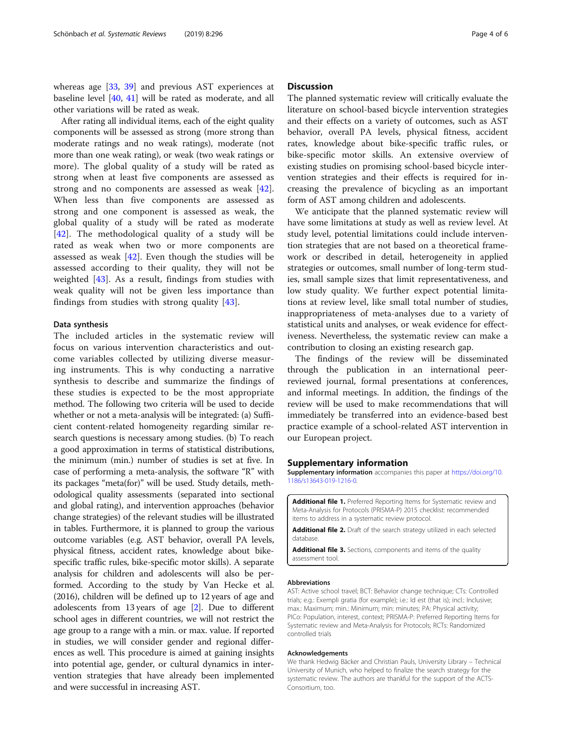whereas age [33, 39] and previous AST experiences at baseline level [40, 41] will be rated as moderate, and all other variations will be rated as weak.

After rating all individual items, each of the eight quality components will be assessed as strong (more strong than moderate ratings and no weak ratings), moderate (not more than one weak rating), or weak (two weak ratings or more). The global quality of a study will be rated as strong when at least five components are assessed as strong and no components are assessed as weak [42]. When less than five components are assessed as strong and one component is assessed as weak, the global quality of a study will be rated as moderate [42]. The methodological quality of a study will be rated as weak when two or more components are assessed as weak [42]. Even though the studies will be assessed according to their quality, they will not be weighted [43]. As a result, findings from studies with weak quality will not be given less importance than findings from studies with strong quality [43].

### Data synthesis

The included articles in the systematic review will focus on various intervention characteristics and outcome variables collected by utilizing diverse measuring instruments. This is why conducting a narrative synthesis to describe and summarize the findings of these studies is expected to be the most appropriate method. The following two criteria will be used to decide whether or not a meta-analysis will be integrated: (a) Sufficient content-related homogeneity regarding similar research questions is necessary among studies. (b) To reach a good approximation in terms of statistical distributions, the minimum (min.) number of studies is set at five. In case of performing a meta-analysis, the software "R" with its packages "meta(for)" will be used. Study details, methodological quality assessments (separated into sectional and global rating), and intervention approaches (behavior change strategies) of the relevant studies will be illustrated in tables. Furthermore, it is planned to group the various outcome variables (e.g. AST behavior, overall PA levels, physical fitness, accident rates, knowledge about bike-specific traffic rules, bike-specific motor skills). A separate analysis for children and adolescents will also be performed. According to the study by Van Hecke et al. (2016), children will be defined up to 12 years of age and adolescents from 13 years of age [2]. Due to different school ages in different countries, we will not restrict the age group to a range with a min. or max. value. If reported in studies, we will consider gender and regional differences as well. This procedure is aimed at gaining insights into potential age, gender, or cultural dynamics in intervention strategies that have already been implemented and were successful in increasing AST.

## Discussion

The planned systematic review will critically evaluate the literature on school-based bicycle intervention strategies and their effects on a variety of outcomes, such as AST behavior, overall PA levels, physical fitness, accident rates, knowledge about bike-specific traffic rules, or bike-specific motor skills. An extensive overview of existing studies on promising school-based bicycle intervention strategies and their effects is required for increasing the prevalence of bicycling as an important form of AST among children and adolescents.

We anticipate that the planned systematic review will have some limitations at study as well as review level. At study level, potential limitations could include intervention strategies that are not based on a theoretical framework or described in detail, heterogeneity in applied strategies or outcomes, small number of long-term studies, small sample sizes that limit representativeness, and low study quality. We further expect potential limitations at review level, like small total number of studies, inappropriateness of meta-analyses due to a variety of statistical units and analyses, or weak evidence for effectiveness. Nevertheless, the systematic review can make a contribution to closing an existing research gap.

The findings of the review will be disseminated through the publication in an international peer-reviewed journal, formal presentations at conferences, and informal meetings. In addition, the findings of the review will be used to make recommendations that will immediately be transferred into an evidence-based best practice example of a school-related AST intervention in our European project.

## Supplementary information

**Supplementary information** accompanies this paper at https://doi.org/10.1186/s13643-019-1216-0.

**Additional file 1.** Preferred Reporting Items for Systematic review and Meta-Analysis for Protocols (PRISMA-P) 2015 checklist: recommended items to address in a systematic review protocol.

**Additional file 2.** Draft of the search strategy utilized in each selected database.

**Additional file 3.** Sections, components and items of the quality assessment tool.

### Abbreviations

AST: Active school travel; BCT: Behavior change technique; CTs: Controlled trials; e.g.: Exempli gratia (for example); i.e.: Id est (that is); incl.: Inclusive; max.: Maximum; min.: Minimum; min: minutes; PA: Physical activity; PICo: Population, interest, context; PRISMA-P: Preferred Reporting Items for Systematic review and Meta-Analysis for Protocols; RCTs: Randomized controlled trials

### Acknowledgements

We thank Hedwig Bäcker and Christian Pauls, University Library – Technical University of Munich, who helped to finalize the search strategy for the systematic review. The authors are thankful for the support of the ACTS-Consortium, too.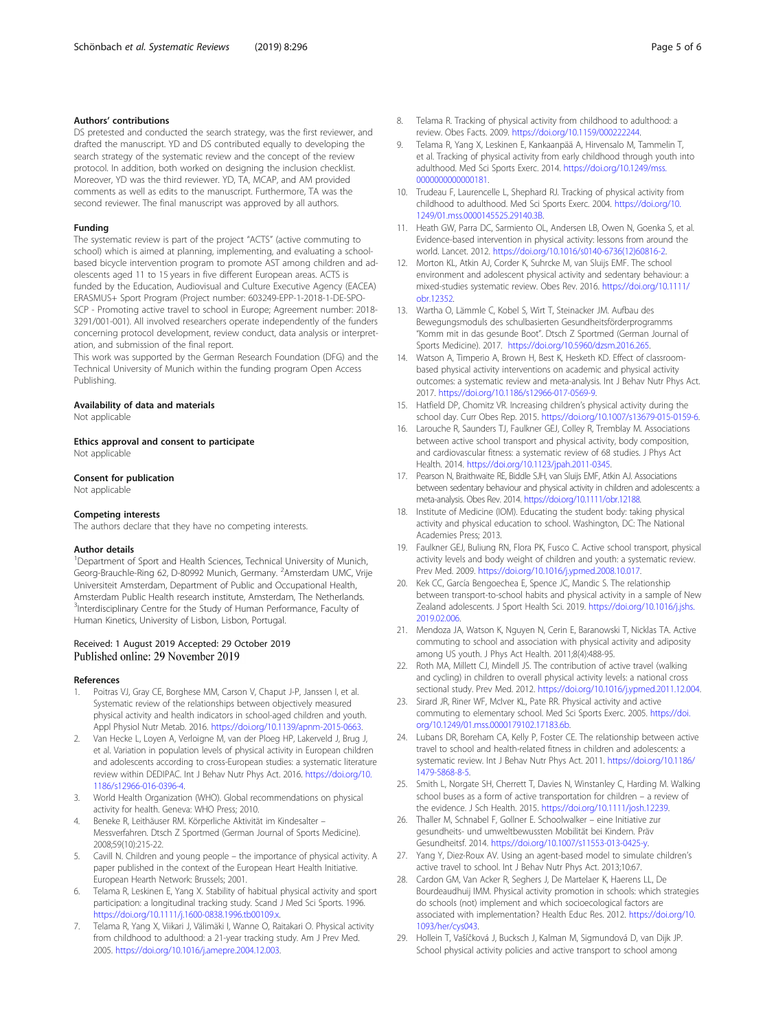### Authors' contributions

DS pretested and conducted the search strategy, was the first reviewer, and drafted the manuscript. YD and DS contributed equally to developing the search strategy of the systematic review and the concept of the review protocol. In addition, both worked on designing the inclusion checklist. Moreover, YD was the third reviewer. YD, TA, MCAP, and AM provided comments as well as edits to the manuscript. Furthermore, TA was the second reviewer. The final manuscript was approved by all authors.

### Funding

The systematic review is part of the project "ACTS" (active commuting to school) which is aimed at planning, implementing, and evaluating a school-based bicycle intervention program to promote AST among children and adolescents aged 11 to 15 years in five different European areas. ACTS is funded by the Education, Audiovisual and Culture Executive Agency (EACEA) ERASMUS+ Sport Program (Project number: 603249-EPP-1-2018-1-DE-SPO-SCP - Promoting active travel to school in Europe; Agreement number: 2018-3291/001-001). All involved researchers operate independently of the funders concerning protocol development, review conduct, data analysis or interpretation, and submission of the final report.

This work was supported by the German Research Foundation (DFG) and the Technical University of Munich within the funding program Open Access Publishing.

### Availability of data and materials

Not applicable

### Ethics approval and consent to participate

Not applicable

### Consent for publication

Not applicable

### Competing interests

The authors declare that they have no competing interests.

### Author details

[1]Department of Sport and Health Sciences, Technical University of Munich, Georg-Brauchle-Ring 62, D-80992 Munich, Germany. [2]Amsterdam UMC, Vrije Universiteit Amsterdam, Department of Public and Occupational Health, Amsterdam Public Health research institute, Amsterdam, The Netherlands. [3]Interdisciplinary Centre for the Study of Human Performance, Faculty of Human Kinetics, University of Lisbon, Lisbon, Portugal.

Received: 1 August 2019 Accepted: 29 October 2019
Published online: 29 November 2019

### References

1. Poitras VJ, Gray CE, Borghese MM, Carson V, Chaput J-P, Janssen I, et al. Systematic review of the relationships between objectively measured physical activity and health indicators in school-aged children and youth. Appl Physiol Nutr Metab. 2016. https://doi.org/10.1139/apnm-2015-0663.
2. Van Hecke L, Loyen A, Verloigne M, van der Ploeg HP, Lakerveld J, Brug J, et al. Variation in population levels of physical activity in European children and adolescents according to cross-European studies: a systematic literature review within DEDIPAC. Int J Behav Nutr Phys Act. 2016. https://doi.org/10.1186/s12966-016-0396-4.
3. World Health Organization (WHO). Global recommendations on physical activity for health. Geneva: WHO Press; 2010.
4. Beneke R, Leithäuser RM. Körperliche Aktivität im Kindesalter – Messverfahren. Dtsch Z Sportmed (German Journal of Sports Medicine). 2008;59(10):215-22.
5. Cavill N. Children and young people – the importance of physical activity. A paper published in the context of the European Heart Health Initiative. European Hearth Network: Brussels; 2001.
6. Telama R, Leskinen E, Yang X. Stability of habitual physical activity and sport participation: a longitudinal tracking study. Scand J Med Sci Sports. 1996. https://doi.org/10.1111/j.1600-0838.1996.tb00109.x.
7. Telama R, Yang X, Viikari J, Välimäki I, Wanne O, Raitakari O. Physical activity from childhood to adulthood: a 21-year tracking study. Am J Prev Med. 2005. https://doi.org/10.1016/j.amepre.2004.12.003.
8. Telama R. Tracking of physical activity from childhood to adulthood: a review. Obes Facts. 2009. https://doi.org/10.1159/000222244.
9. Telama R, Yang X, Leskinen E, Kankaanpää A, Hirvensalo M, Tammelin T, et al. Tracking of physical activity from early childhood through youth into adulthood. Med Sci Sports Exerc. 2014. https://doi.org/10.1249/mss.0000000000000181.
10. Trudeau F, Laurencelle L, Shephard RJ. Tracking of physical activity from childhood to adulthood. Med Sci Sports Exerc. 2004. https://doi.org/10.1249/01.mss.0000145525.29140.3B.
11. Heath GW, Parra DC, Sarmiento OL, Andersen LB, Owen N, Goenka S, et al. Evidence-based intervention in physical activity: lessons from around the world. Lancet. 2012. https://doi.org/10.1016/s0140-6736(12)60816-2.
12. Morton KL, Atkin AJ, Corder K, Suhrcke M, van Sluijs EMF. The school environment and adolescent physical activity and sedentary behaviour: a mixed-studies systematic review. Obes Rev. 2016. https://doi.org/10.1111/obr.12352.
13. Wartha O, Lämmle C, Kobel S, Wirt T, Steinacker JM. Aufbau des Bewegungsmoduls des schulbasierten Gesundheitsförderprogramms "Komm mit in das gesunde Boot". Dtsch Z Sportmed (German Journal of Sports Medicine). 2017. https://doi.org/10.5960/dzsm.2016.265.
14. Watson A, Timperio A, Brown H, Best K, Hesketh KD. Effect of classroom-based physical activity interventions on academic and physical activity outcomes: a systematic review and meta-analysis. Int J Behav Nutr Phys Act. 2017. https://doi.org/10.1186/s12966-017-0569-9.
15. Hatfield DP, Chomitz VR. Increasing children's physical activity during the school day. Curr Obes Rep. 2015. https://doi.org/10.1007/s13679-015-0159-6.
16. Larouche R, Saunders TJ, Faulkner GEJ, Colley R, Tremblay M. Associations between active school transport and physical activity, body composition, and cardiovascular fitness: a systematic review of 68 studies. J Phys Act Health. 2014. https://doi.org/10.1123/jpah.2011-0345.
17. Pearson N, Braithwaite RE, Biddle SJH, van Sluijs EMF, Atkin AJ. Associations between sedentary behaviour and physical activity in children and adolescents: a meta-analysis. Obes Rev. 2014. https://doi.org/10.1111/obr.12188.
18. Institute of Medicine (IOM). Educating the student body: taking physical activity and physical education to school. Washington, DC: The National Academies Press; 2013.
19. Faulkner GEJ, Buliung RN, Flora PK, Fusco C. Active school transport, physical activity levels and body weight of children and youth: a systematic review. Prev Med. 2009. https://doi.org/10.1016/j.ypmed.2008.10.017.
20. Kek CC, García Bengoechea E, Spence JC, Mandic S. The relationship between transport-to-school habits and physical activity in a sample of New Zealand adolescents. J Sport Health Sci. 2019. https://doi.org/10.1016/j.jshs.2019.02.006.
21. Mendoza JA, Watson K, Nguyen N, Cerin E, Baranowski T, Nicklas TA. Active commuting to school and association with physical activity and adiposity among US youth. J Phys Act Health. 2011;8(4):488-95.
22. Roth MA, Millett CJ, Mindell JS. The contribution of active travel (walking and cycling) in children to overall physical activity levels: a national cross sectional study. Prev Med. 2012. https://doi.org/10.1016/j.ypmed.2011.12.004.
23. Sirard JR, Riner WF, McIver KL, Pate RR. Physical activity and active commuting to elementary school. Med Sci Sports Exerc. 2005. https://doi.org/10.1249/01.mss.0000179102.17183.6b.
24. Lubans DR, Boreham CA, Kelly P, Foster CE. The relationship between active travel to school and health-related fitness in children and adolescents: a systematic review. Int J Behav Nutr Phys Act. 2011. https://doi.org/10.1186/1479-5868-8-5.
25. Smith L, Norgate SH, Cherrett T, Davies N, Winstanley C, Harding M. Walking school buses as a form of active transportation for children – a review of the evidence. J Sch Health. 2015. https://doi.org/10.1111/josh.12239.
26. Thaller M, Schnabel F, Gollner E. Schoolwalker – eine Initiative zur gesundheits- und umweltbewussten Mobilität bei Kindern. Präv Gesundheitsf. 2014. https://doi.org/10.1007/s11553-013-0425-y.
27. Yang Y, Diez-Roux AV. Using an agent-based model to simulate children's active travel to school. Int J Behav Nutr Phys Act. 2013;10:67.
28. Cardon GM, Van Acker R, Seghers J, De Martelaer K, Haerens LL, De Bourdeaudhuij IMM. Physical activity promotion in schools: which strategies do schools (not) implement and which socioecological factors are associated with implementation? Health Educ Res. 2012. https://doi.org/10.1093/her/cys043.
29. Hollein T, Vašíčková J, Bucksch J, Kalman M, Sigmundová D, van Dijk JP. School physical activity policies and active transport to school among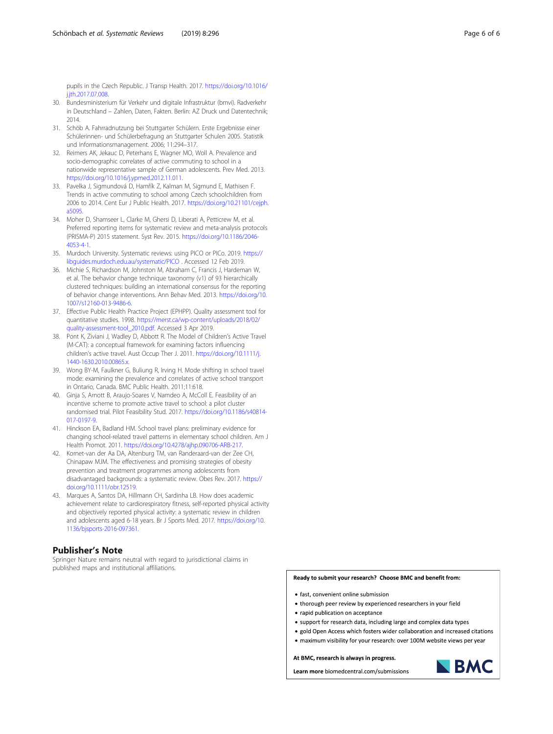pupils in the Czech Republic. J Transp Health. 2017. https://doi.org/10.1016/j.jth.2017.07.008.

30. Bundesministerium für Verkehr und digitale Infrastruktur (bmvi). Radverkehr in Deutschland – Zahlen, Daten, Fakten. Berlin: AZ Druck und Datentechnik; 2014.
31. Schöb A. Fahrradnutzung bei Stuttgarter Schülern. Erste Ergebnisse einer Schülerinnen- und Schülerbefragung an Stuttgarter Schulen 2005. Statistik und Informationsmanagement. 2006; 11:294–317.
32. Reimers AK, Jekauc D, Peterhans E, Wagner MO, Woll A. Prevalence and socio-demographic correlates of active commuting to school in a nationwide representative sample of German adolescents. Prev Med. 2013. https://doi.org/10.1016/j.ypmed.2012.11.011.
33. Pavelka J, Sigmundová D, Hamřík Z, Kalman M, Sigmund E, Mathisen F. Trends in active commuting to school among Czech schoolchildren from 2006 to 2014. Cent Eur J Public Health. 2017. https://doi.org/10.21101/cejph.a5095.
34. Moher D, Shamseer L, Clarke M, Ghersi D, Liberati A, Petticrew M, et al. Preferred reporting items for systematic review and meta-analysis protocols (PRISMA-P) 2015 statement. Syst Rev. 2015. https://doi.org/10.1186/2046-4053-4-1.
35. Murdoch University. Systematic reviews: using PICO or PICo. 2019. https://libguides.murdoch.edu.au/systematic/PICO . Accessed 12 Feb 2019.
36. Michie S, Richardson M, Johnston M, Abraham C, Francis J, Hardeman W, et al. The behavior change technique taxonomy (v1) of 93 hierarchically clustered techniques: building an international consensus for the reporting of behavior change interventions. Ann Behav Med. 2013. https://doi.org/10.1007/s12160-013-9486-6.
37. Effective Public Health Practice Project (EPHPP). Quality assessment tool for quantitative studies. 1998. https://merst.ca/wp-content/uploads/2018/02/quality-assessment-tool_2010.pdf. Accessed 3 Apr 2019.
38. Pont K, Ziviani J, Wadley D, Abbott R. The Model of Children's Active Travel (M-CAT): a conceptual framework for examining factors influencing children's active travel. Aust Occup Ther J. 2011. https://doi.org/10.1111/j.1440-1630.2010.00865.x.
39. Wong BY-M, Faulkner G, Buliung R, Irving H. Mode shifting in school travel mode: examining the prevalence and correlates of active school transport in Ontario, Canada. BMC Public Health. 2011;11:618.
40. Ginja S, Arnott B, Araujo-Soares V, Namdeo A, McColl E. Feasibility of an incentive scheme to promote active travel to school: a pilot cluster randomised trial. Pilot Feasibility Stud. 2017. https://doi.org/10.1186/s40814-017-0197-9.
41. Hinckson EA, Badland HM. School travel plans: preliminary evidence for changing school-related travel patterns in elementary school children. Am J Health Promot. 2011. https://doi.org/10.4278/ajhp.090706-ARB-217.
42. Kornet-van der Aa DA, Altenburg TM, van Randeraard-van der Zee CH, Chinapaw MJM. The effectiveness and promising strategies of obesity prevention and treatment programmes among adolescents from disadvantaged backgrounds: a systematic review. Obes Rev. 2017. https://doi.org/10.1111/obr.12519.
43. Marques A, Santos DA, Hillmann CH, Sardinha LB. How does academic achievement relate to cardiorespiratory fitness, self-reported physical activity and objectively reported physical activity: a systematic review in children and adolescents aged 6-18 years. Br J Sports Med. 2017. https://doi.org/10.1136/bjsports-2016-097361.

## Publisher's Note

Springer Nature remains neutral with regard to jurisdictional claims in published maps and institutional affiliations.

**Ready to submit your research? Choose BMC and benefit from:**

- fast, convenient online submission
- thorough peer review by experienced researchers in your field
- rapid publication on acceptance
- support for research data, including large and complex data types
- gold Open Access which fosters wider collaboration and increased citations
- maximum visibility for your research: over 100M website views per year

**At BMC, research is always in progress.**

**Learn more** biomedcentral.com/submissions

BMC